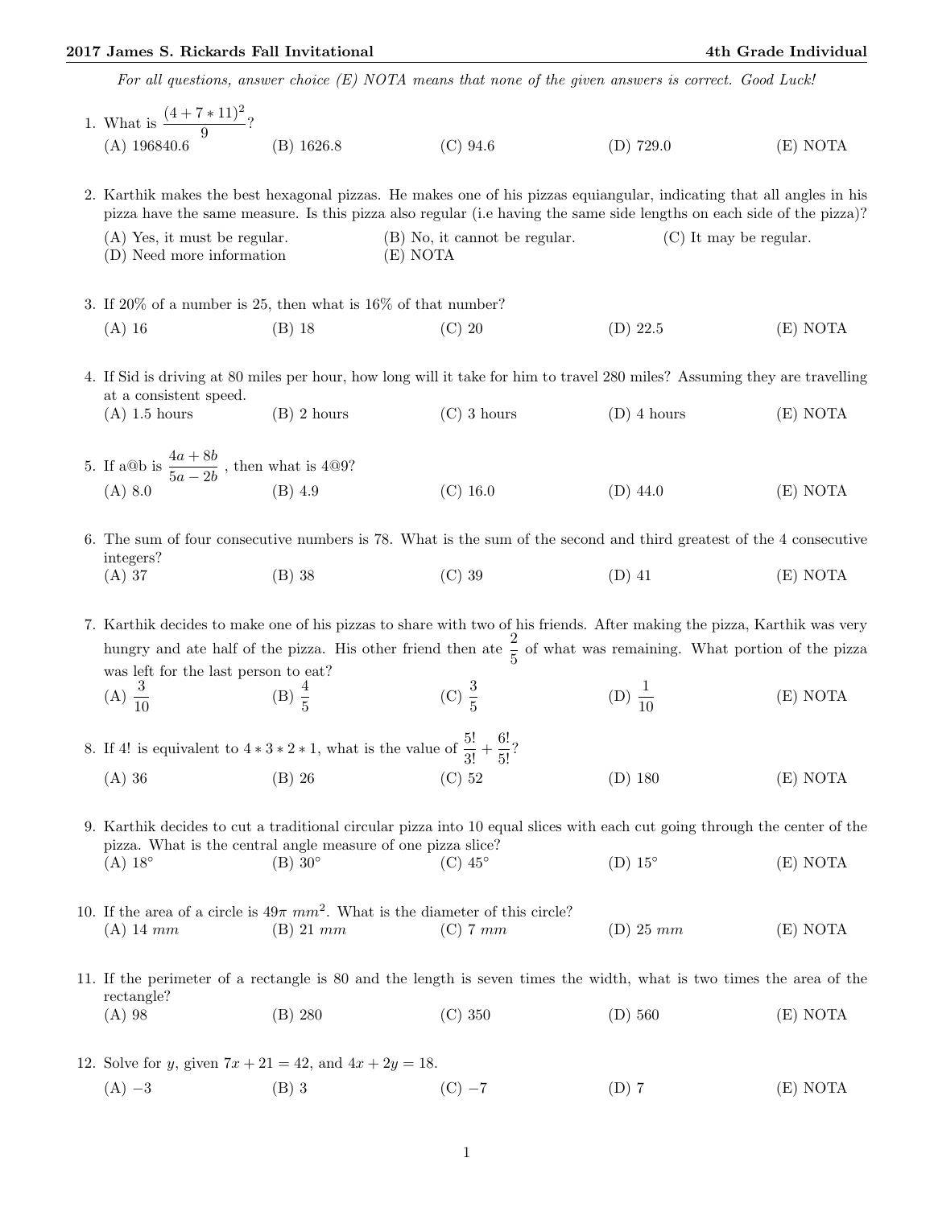*For all questions, answer choice (E) NOTA means that none of the given answers is correct. Good Luck!*

1. What is $\frac{(4+7*11)^2}{9}$?

   (A) 196840.6 (B) 1626.8 (C) 94.6 (D) 729.0 (E) NOTA

2. Karthik makes the best hexagonal pizzas. He makes one of his pizzas equiangular, indicating that all angles in his pizza have the same measure. Is this pizza also regular (i.e having the same side lengths on each side of the pizza)?

   (A) Yes, it must be regular. (B) No, it cannot be regular. (C) It may be regular. (D) Need more information (E) NOTA

3. If 20% of a number is 25, then what is 16% of that number?

   (A) 16 (B) 18 (C) 20 (D) 22.5 (E) NOTA

4. If Sid is driving at 80 miles per hour, how long will it take for him to travel 280 miles? Assuming they are travelling at a consistent speed.

   (A) 1.5 hours (B) 2 hours (C) 3 hours (D) 4 hours (E) NOTA

5. If a@b is $\frac{4a+8b}{5a-2b}$ , then what is 4@9?

   (A) 8.0 (B) 4.9 (C) 16.0 (D) 44.0 (E) NOTA

6. The sum of four consecutive numbers is 78. What is the sum of the second and third greatest of the 4 consecutive integers?

   (A) 37 (B) 38 (C) 39 (D) 41 (E) NOTA

7. Karthik decides to make one of his pizzas to share with two of his friends. After making the pizza, Karthik was very hungry and ate half of the pizza. His other friend then ate $\frac{2}{5}$ of what was remaining. What portion of the pizza was left for the last person to eat?

   (A) $\frac{3}{10}$ (B) $\frac{4}{5}$ (C) $\frac{3}{5}$ (D) $\frac{1}{10}$ (E) NOTA

8. If 4! is equivalent to $4*3*2*1$, what is the value of $\frac{5!}{3!}+\frac{6!}{5!}$?

   (A) 36 (B) 26 (C) 52 (D) 180 (E) NOTA

9. Karthik decides to cut a traditional circular pizza into 10 equal slices with each cut going through the center of the pizza. What is the central angle measure of one pizza slice?

   (A) 18° (B) 30° (C) 45° (D) 15° (E) NOTA

10. If the area of a circle is $49\pi$ $mm^2$. What is the diameter of this circle?

    (A) 14 $mm$ (B) 21 $mm$ (C) 7 $mm$ (D) 25 $mm$ (E) NOTA

11. If the perimeter of a rectangle is 80 and the length is seven times the width, what is two times the area of the rectangle?

    (A) 98 (B) 280 (C) 350 (D) 560 (E) NOTA

12. Solve for $y$, given $7x+21=42$, and $4x+2y=18$.

    (A) $-3$ (B) 3 (C) $-7$ (D) 7 (E) NOTA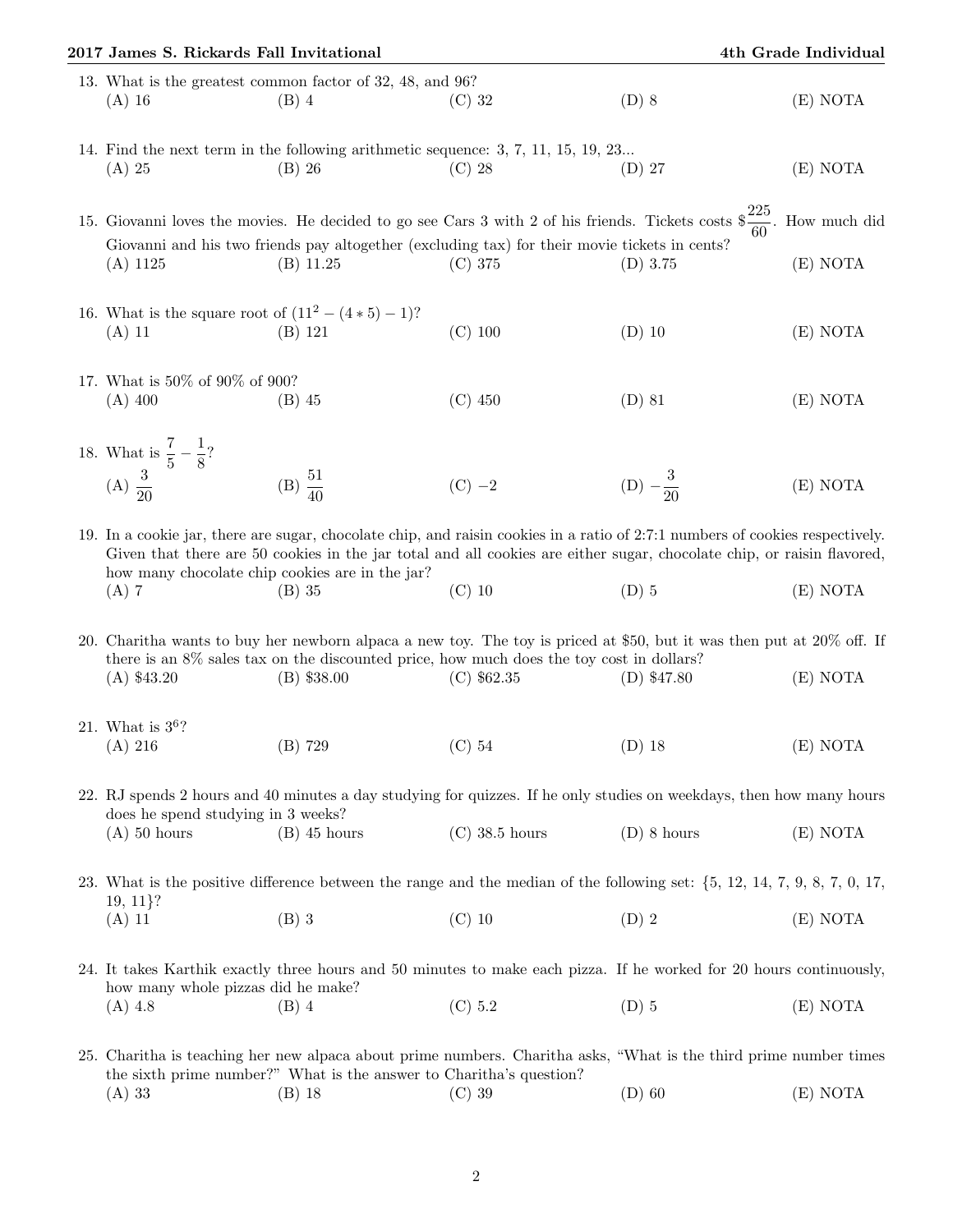13. What is the greatest common factor of 32, 48, and 96?
(A) 16 (B) 4 (C) 32 (D) 8 (E) NOTA

14. Find the next term in the following arithmetic sequence: 3, 7, 11, 15, 19, 23...
(A) 25 (B) 26 (C) 28 (D) 27 (E) NOTA

15. Giovanni loves the movies. He decided to go see Cars 3 with 2 of his friends. Tickets costs $\$\frac{225}{60}$. How much did Giovanni and his two friends pay altogether (excluding tax) for their movie tickets in cents?
(A) 1125 (B) 11.25 (C) 375 (D) 3.75 (E) NOTA

16. What is the square root of $(11^2 - (4 * 5) - 1)$?
(A) 11 (B) 121 (C) 100 (D) 10 (E) NOTA

17. What is 50% of 90% of 900?
(A) 400 (B) 45 (C) 450 (D) 81 (E) NOTA

18. What is $\frac{7}{5} - \frac{1}{8}$?
(A) $\frac{3}{20}$ (B) $\frac{51}{40}$ (C) $-2$ (D) $-\frac{3}{20}$ (E) NOTA

19. In a cookie jar, there are sugar, chocolate chip, and raisin cookies in a ratio of 2:7:1 numbers of cookies respectively. Given that there are 50 cookies in the jar total and all cookies are either sugar, chocolate chip, or raisin flavored, how many chocolate chip cookies are in the jar?
(A) 7 (B) 35 (C) 10 (D) 5 (E) NOTA

20. Charitha wants to buy her newborn alpaca a new toy. The toy is priced at \$50, but it was then put at 20% off. If there is an 8% sales tax on the discounted price, how much does the toy cost in dollars?
(A) \$43.20 (B) \$38.00 (C) \$62.35 (D) \$47.80 (E) NOTA

21. What is $3^6$?
(A) 216 (B) 729 (C) 54 (D) 18 (E) NOTA

22. RJ spends 2 hours and 40 minutes a day studying for quizzes. If he only studies on weekdays, then how many hours does he spend studying in 3 weeks?
(A) 50 hours (B) 45 hours (C) 38.5 hours (D) 8 hours (E) NOTA

23. What is the positive difference between the range and the median of the following set: {5, 12, 14, 7, 9, 8, 7, 0, 17, 19, 11}?
(A) 11 (B) 3 (C) 10 (D) 2 (E) NOTA

24. It takes Karthik exactly three hours and 50 minutes to make each pizza. If he worked for 20 hours continuously, how many whole pizzas did he make?
(A) 4.8 (B) 4 (C) 5.2 (D) 5 (E) NOTA

25. Charitha is teaching her new alpaca about prime numbers. Charitha asks, "What is the third prime number times the sixth prime number?" What is the answer to Charitha's question?
(A) 33 (B) 18 (C) 39 (D) 60 (E) NOTA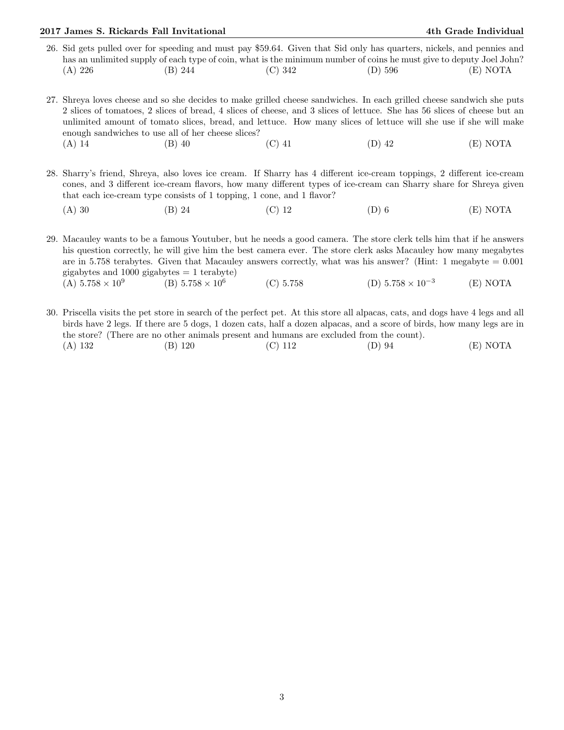26. Sid gets pulled over for speeding and must pay $59.64. Given that Sid only has quarters, nickels, and pennies and has an unlimited supply of each type of coin, what is the minimum number of coins he must give to deputy Joel John?
(A) 226 (B) 244 (C) 342 (D) 596 (E) NOTA

27. Shreya loves cheese and so she decides to make grilled cheese sandwiches. In each grilled cheese sandwich she puts 2 slices of tomatoes, 2 slices of bread, 4 slices of cheese, and 3 slices of lettuce. She has 56 slices of cheese but an unlimited amount of tomato slices, bread, and lettuce. How many slices of lettuce will she use if she will make enough sandwiches to use all of her cheese slices?
(A) 14 (B) 40 (C) 41 (D) 42 (E) NOTA

28. Sharry's friend, Shreya, also loves ice cream. If Sharry has 4 different ice-cream toppings, 2 different ice-cream cones, and 3 different ice-cream flavors, how many different types of ice-cream can Sharry share for Shreya given that each ice-cream type consists of 1 topping, 1 cone, and 1 flavor?
(A) 30 (B) 24 (C) 12 (D) 6 (E) NOTA

29. Macauley wants to be a famous Youtuber, but he needs a good camera. The store clerk tells him that if he answers his question correctly, he will give him the best camera ever. The store clerk asks Macauley how many megabytes are in 5.758 terabytes. Given that Macauley answers correctly, what was his answer? (Hint: 1 megabyte = 0.001 gigabytes and 1000 gigabytes = 1 terabyte)
(A) $5.758 \times 10^9$ (B) $5.758 \times 10^6$ (C) 5.758 (D) $5.758 \times 10^{-3}$ (E) NOTA

30. Priscella visits the pet store in search of the perfect pet. At this store all alpacas, cats, and dogs have 4 legs and all birds have 2 legs. If there are 5 dogs, 1 dozen cats, half a dozen alpacas, and a score of birds, how many legs are in the store? (There are no other animals present and humans are excluded from the count).
(A) 132 (B) 120 (C) 112 (D) 94 (E) NOTA